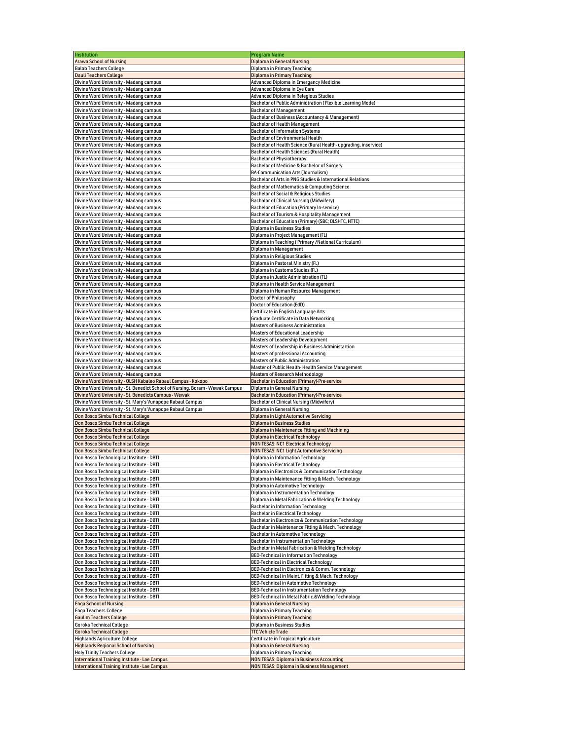| Institution | Program Name |
|---|---|
| Arawa School of Nursing | Diploma in General Nursing |
| Balob Teachers College | Diploma in Primary Teaching |
| Dauli Teachers College | Diploma in Primary Teaching |
| Divine Word University - Madang campus | Advanced Diploma in Emergancy Medicine |
| Divine Word University - Madang campus | Advanced Diploma in Eye Care |
| Divine Word University - Madang campus | Advanced Diploma in Relegious Studies |
| Divine Word University - Madang campus | Bachelor of Public Adminidtration ( Flexible Learning Mode) |
| Divine Word University - Madang campus | Bachelor of Management |
| Divine Word University - Madang campus | Bachelor of Business (Accountancy & Management) |
| Divine Word University - Madang campus | Bachelor of Health Management |
| Divine Word University - Madang campus | Bachelor of Information Systems |
| Divine Word University - Madang campus | Bachelor of Environmental Health |
| Divine Word University - Madang campus | Bachelor of Health Science (Rural Health- upgrading, inservice) |
| Divine Word University - Madang campus | Bachelor of Health Sciences (Rural Health) |
| Divine Word University - Madang campus | Bachelor of Physiotherapy |
| Divine Word University - Madang campus | Bachelor of Medicine & Bachelor of Surgery |
| Divine Word University - Madang campus | BA-Communication Arts (Journalism) |
| Divine Word University - Madang campus | Bachelor of Arts in PNG Studies & International Relations |
| Divine Word University - Madang campus | Bachelor of Mathematics & Computing Science |
| Divine Word University - Madang campus | Bachelor of Social & Religious Studies |
| Divine Word University - Madang campus | Bachalor of Clinical Nursing (Midwifery) |
| Divine Word University - Madang campus | Bachelor of Education (Primary In-service) |
| Divine Word University - Madang campus | Bachelor of Tourism & Hospitality Management |
| Divine Word University - Madang campus | Bachelor of Education (Primary) (SBC; OLSHTC, HTTC) |
| Divine Word University - Madang campus | Diploma in Business Studies |
| Divine Word University - Madang campus | Diploma in Project Management (FL) |
| Divine Word University - Madang campus | Diploma in Teaching ( Primary /National Curriculum) |
| Divine Word University - Madang campus | Diploma in Management |
| Divine Word University - Madang campus | Diploma in Religious Studies |
| Divine Word University - Madang campus | Diploma in Pastoral Ministry (FL) |
| Divine Word University - Madang campus | Diploma in Customs Studies (FL) |
| Divine Word University - Madang campus | Diploma in Justic Administration (FL) |
| Divine Word University - Madang campus | Diploma in Health Service Management |
| Divine Word University - Madang campus | Diploma in Human Resource Management |
| Divine Word University - Madang campus | Doctor of Philosophy |
| Divine Word University - Madang campus | Doctor of Education (EdD) |
| Divine Word University - Madang campus | Certificate in English Language Arts |
| Divine Word University - Madang campus | Graduate Certificate in Data Networking |
| Divine Word University - Madang campus | Masters of Business Administration |
| Divine Word University - Madang campus | Masters of Educational Leadership |
| Divine Word University - Madang campus | Masters of Leadership Development |
| Divine Word University - Madang campus | Masters of Leadership in Business Administartion |
| Divine Word University - Madang campus | Masters of professional Accounting |
| Divine Word University - Madang campus | Masters of Public Administration |
| Divine Word University - Madang campus | Master of Public Health- Health Service Management |
| Divine Word University - Madang campus | Masters of Research Methodology |
| Divine Word University - OLSH Kabaleo Rabaul Campus - Kokopo | Bachelor in Education (Primary)-Pre-service |
| Divine Word University - St. Benedict School of Nursing, Boram - Wewak Campus | Diploma in General Nursing |
| Divine Word University - St. Benedicts Campus - Wewak | Bachelor in Education (Primary)-Pre-service |
| Divine Word University - St. Mary's Vunapope Rabaul Campus | Bachelor of Clinical Nursing (Midwifery) |
| Divine Word University - St. Mary's Vunapope Rabaul Campus | Diploma in General Nursing |
| Don Bosco Simbu Technical College | Diploma in Light Automotive Servicing |
| Don Bosco Simbu Technical College | Diploma in Business Studies |
| Don Bosco Simbu Technical College | Diploma in Maintenance Fitting and Machining |
| Don Bosco Simbu Technical College | Diploma in Electrical Technology |
| Don Bosco Simbu Technical College | NON TESAS: NC1 Electrical Technology |
| Don Bosco Simbu Technical College | NON TESAS: NC1 Light Automotive Servicing |
| Don Bosco Technological Institute - DBTI | Diploma in Information Technology |
| Don Bosco Technological Institute - DBTI | Diploma in Electrical Technology |
| Don Bosco Technological Institute - DBTI | Diploma in Electronics & Communication Technology |
| Don Bosco Technological Institute - DBTI | Diploma in Maintenance Fitting & Mach. Technology |
| Don Bosco Technological Institute - DBTI | Diploma in Automotive Technology |
| Don Bosco Technological Institute - DBTI | Diploma in Instrumentation Technology |
| Don Bosco Technological Institute - DBTI | Diploma in Metal Fabrication & Welding Technology |
| Don Bosco Technological Institute - DBTI | Bachelor in Information Technology |
| Don Bosco Technological Institute - DBTI | Bachelor in Electrical Technology |
| Don Bosco Technological Institute - DBTI | Bachelor in Electronics & Communication Technology |
| Don Bosco Technological Institute - DBTI | Bachelor in Maintenance Fitting & Mach. Technology |
| Don Bosco Technological Institute - DBTI | Bachelor in Automotive Technology |
| Don Bosco Technological Institute - DBTI | Bachelor in Instrumentation Technology |
| Don Bosco Technological Institute - DBTI | Bachelor in Metal Fabrication & Welding Technology |
| Don Bosco Technological Institute - DBTI | BED-Technical in Information Technology |
| Don Bosco Technological Institute - DBTI | BED-Technical in Electrical Technology |
| Don Bosco Technological Institute - DBTI | BED-Technical in Electronics & Comm. Technology |
| Don Bosco Technological Institute - DBTI | BED-Technical in Maint. Fitting & Mach. Technology |
| Don Bosco Technological Institute - DBTI | BED-Technical in Automotive Technology |
| Don Bosco Technological Institute - DBTI | BED-Technical in Instrumentation Technology |
| Don Bosco Technological Institute - DBTI | BED-Technical in Metal Fabric.&Welding Technology |
| Enga School of Nursing | Diploma in General Nursing |
| Enga Teachers College | Diploma in Primary Teaching |
| Gaulim Teachers College | Diploma in Primary Teaching |
| Goroka Technical College | Diploma in Business Studies |
| Goroka Technical College | TTC Vehicle Trade |
| Highlands Agriculture College | Certificate in Tropical Agriculture |
| Highlands Regional School of Nursing | Diploma in General Nursing |
| Holy Trinity Teachers College | Diploma in Primary Teaching |
| International Training Institute - Lae Campus | NON TESAS: Diploma in Business Accounting |
| International Training Institute - Lae Campus | NON TESAS: Diploma in Business Management |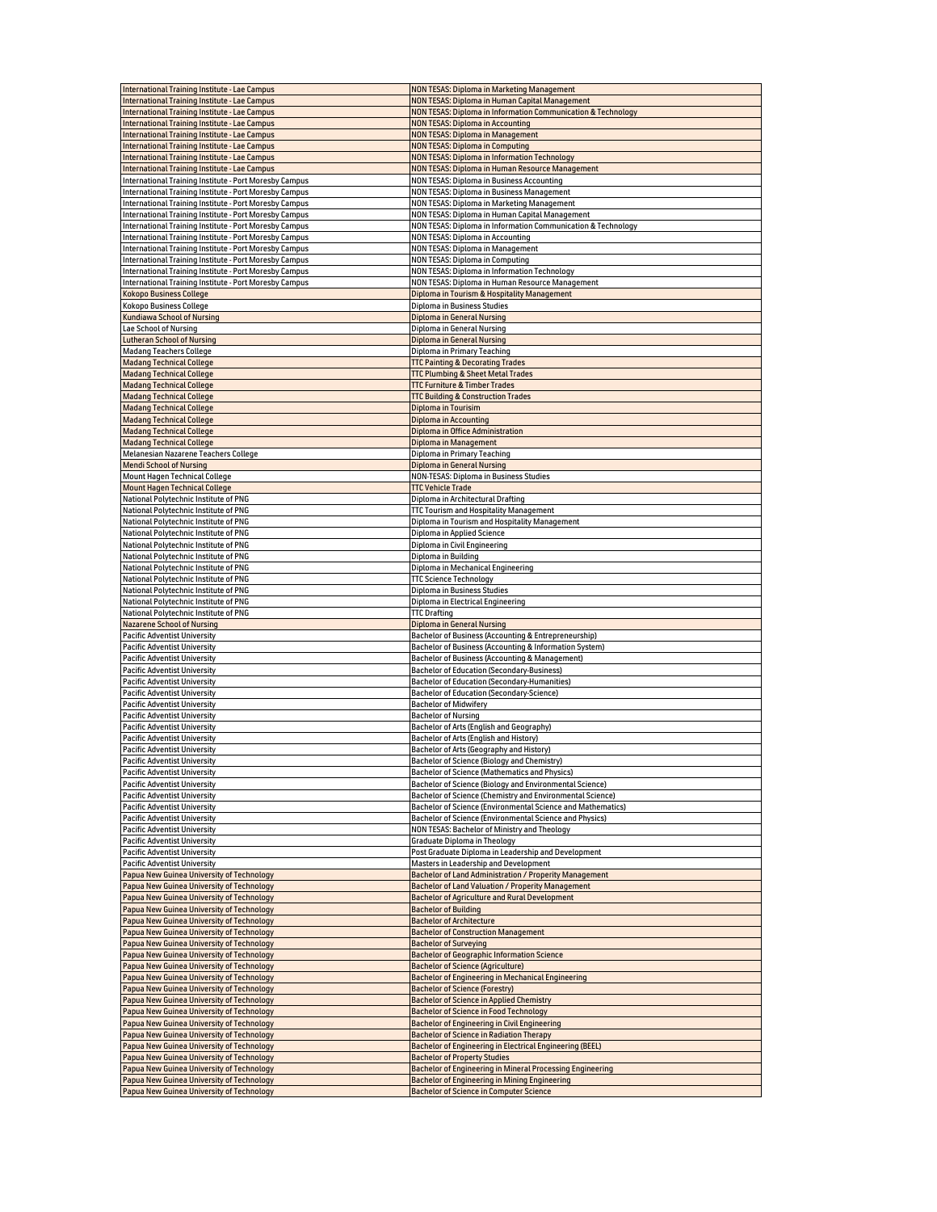| | |
|---|---|
| International Training Institute - Lae Campus | NON TESAS: Diploma in Marketing Management |
| International Training Institute - Lae Campus | NON TESAS: Diploma in Human Capital Management |
| International Training Institute - Lae Campus | NON TESAS: Diploma in Information Communication & Technology |
| International Training Institute - Lae Campus | NON TESAS: Diploma in Accounting |
| International Training Institute - Lae Campus | NON TESAS: Diploma in Management |
| International Training Institute - Lae Campus | NON TESAS: Diploma in Computing |
| International Training Institute - Lae Campus | NON TESAS: Diploma in Information Technology |
| International Training Institute - Lae Campus | NON TESAS: Diploma in Human Resource Management |
| International Training Institute - Port Moresby Campus | NON TESAS: Diploma in Business Accounting |
| International Training Institute - Port Moresby Campus | NON TESAS: Diploma in Business Management |
| International Training Institute - Port Moresby Campus | NON TESAS: Diploma in Marketing Management |
| International Training Institute - Port Moresby Campus | NON TESAS: Diploma in Human Capital Management |
| International Training Institute - Port Moresby Campus | NON TESAS: Diploma in Information Communication & Technology |
| International Training Institute - Port Moresby Campus | NON TESAS: Diploma in Accounting |
| International Training Institute - Port Moresby Campus | NON TESAS: Diploma in Management |
| International Training Institute - Port Moresby Campus | NON TESAS: Diploma in Computing |
| International Training Institute - Port Moresby Campus | NON TESAS: Diploma in Information Technology |
| International Training Institute - Port Moresby Campus | NON TESAS: Diploma in Human Resource Management |
| Kokopo Business College | Diploma in Tourism & Hospitality Management |
| Kokopo Business College | Diploma in Business Studies |
| Kundiawa School of Nursing | Diploma in General Nursing |
| Lae School of Nursing | Diploma in General Nursing |
| Lutheran School of Nursing | Diploma in General Nursing |
| Madang Teachers College | Diploma in Primary Teaching |
| Madang Technical College | TTC Painting & Decorating Trades |
| Madang Technical College | TTC Plumbing & Sheet Metal Trades |
| Madang Technical College | TTC Furniture & Timber Trades |
| Madang Technical College | TTC Building & Construction Trades |
| Madang Technical College | Diploma in Tourisim |
| Madang Technical College | Diploma in Accounting |
| Madang Technical College | Diploma in Office Administration |
| Madang Technical College | Diploma in Management |
| Melanesian Nazarene Teachers College | Diploma in Primary Teaching |
| Mendi School of Nursing | Diploma in General Nursing |
| Mount Hagen Technical College | NON-TESAS: Diploma in Business Studies |
| Mount Hagen Technical College | TTC Vehicle Trade |
| National Polytechnic Institute of PNG | Diploma in Architectural Drafting |
| National Polytechnic Institute of PNG | TTC Tourism and Hospitality Management |
| National Polytechnic Institute of PNG | Diploma in Tourism and Hospitality Management |
| National Polytechnic Institute of PNG | Diploma in Applied Science |
| National Polytechnic Institute of PNG | Diploma in Civil Engineering |
| National Polytechnic Institute of PNG | Diploma in Building |
| National Polytechnic Institute of PNG | Diploma in Mechanical Engineering |
| National Polytechnic Institute of PNG | TTC Science Technology |
| National Polytechnic Institute of PNG | Diploma in Business Studies |
| National Polytechnic Institute of PNG | Diploma in Electrical Engineering |
| National Polytechnic Institute of PNG | TTC Drafting |
| Nazarene School of Nursing | Diploma in General Nursing |
| Pacific Adventist University | Bachelor of Business (Accounting & Entrepreneurship) |
| Pacific Adventist University | Bachelor of Business (Accounting & Information System) |
| Pacific Adventist University | Bachelor of Business (Accounting & Management) |
| Pacific Adventist University | Bachelor of Education (Secondary-Business) |
| Pacific Adventist University | Bachelor of Education (Secondary-Humanities) |
| Pacific Adventist University | Bachelor of Education (Secondary-Science) |
| Pacific Adventist University | Bachelor of Midwifery |
| Pacific Adventist University | Bachelor of Nursing |
| Pacific Adventist University | Bachelor of Arts (English and Geography) |
| Pacific Adventist University | Bachelor of Arts (English and History) |
| Pacific Adventist University | Bachelor of Arts (Geography and History) |
| Pacific Adventist University | Bachelor of Science (Biology and Chemistry) |
| Pacific Adventist University | Bachelor of Science (Mathematics and Physics) |
| Pacific Adventist University | Bachelor of Science (Biology and Environmental Science) |
| Pacific Adventist University | Bachelor of Science (Chemistry and Environmental Science) |
| Pacific Adventist University | Bachelor of Science (Environmental Science and Mathematics) |
| Pacific Adventist University | Bachelor of Science (Environmental Science and Physics) |
| Pacific Adventist University | NON TESAS: Bachelor of Ministry and Theology |
| Pacific Adventist University | Graduate Diploma in Theology |
| Pacific Adventist University | Post Graduate Diploma in Leadership and Development |
| Pacific Adventist University | Masters in Leadership and Development |
| Papua New Guinea University of Technology | Bachelor of Land Administration / Properity Management |
| Papua New Guinea University of Technology | Bachelor of Land Valuation / Property Management |
| Papua New Guinea University of Technology | Bachelor of Agriculture and Rural Development |
| Papua New Guinea University of Technology | Bachelor of Building |
| Papua New Guinea University of Technology | Bachelor of Architecture |
| Papua New Guinea University of Technology | Bachelor of Construction Management |
| Papua New Guinea University of Technology | Bachelor of Surveying |
| Papua New Guinea University of Technology | Bachelor of Geographic Information Science |
| Papua New Guinea University of Technology | Bachelor of Science (Agriculture) |
| Papua New Guinea University of Technology | Bachelor of Engineering in Mechanical Engineering |
| Papua New Guinea University of Technology | Bachelor of Science (Forestry) |
| Papua New Guinea University of Technology | Bachelor of Science in Applied Chemistry |
| Papua New Guinea University of Technology | Bachelor of Science in Food Technology |
| Papua New Guinea University of Technology | Bachelor of Engineering in Civil Engineering |
| Papua New Guinea University of Technology | Bachelor of Science in Radiation Therapy |
| Papua New Guinea University of Technology | Bachelor of Engineering in Electrical Engineering (BEEL) |
| Papua New Guinea University of Technology | Bachelor of Property Studies |
| Papua New Guinea University of Technology | Bachelor of Engineering in Mineral Processing Engineering |
| Papua New Guinea University of Technology | Bachelor of Engineering in Mining Engineering |
| Papua New Guinea University of Technology | Bachelor of Science in Computer Science |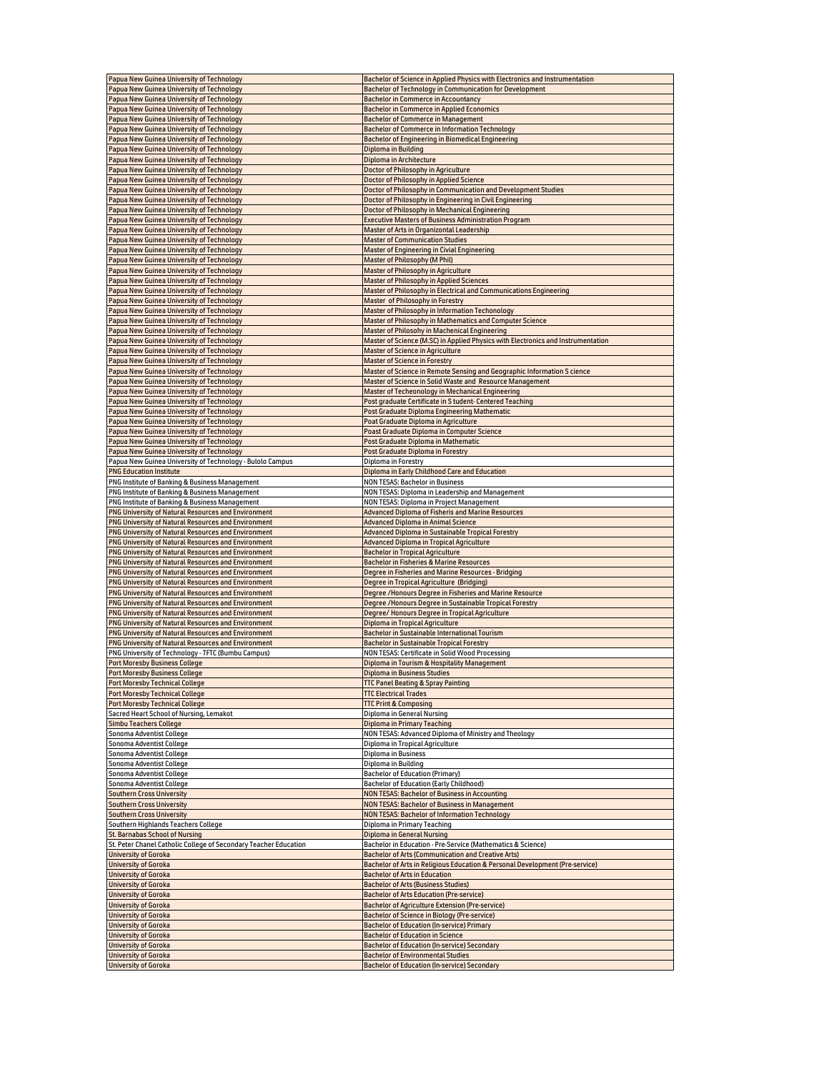| | |
|---|---|
| Papua New Guinea University of Technology | Bachelor of Science in Applied Physics with Electronics and Instrumentation |
| Papua New Guinea University of Technology | Bachelor of Technology in Communication for Development |
| Papua New Guinea University of Technology | Bachelor in Commerce in Accountancy |
| Papua New Guinea University of Technology | Bachelor in Commerce in Applied Economics |
| Papua New Guinea University of Technology | Bachelor of Commerce in Management |
| Papua New Guinea University of Technology | Bachelor of Commerce in Information Technology |
| Papua New Guinea University of Technology | Bachelor of Engineering in Biomedical Engineering |
| Papua New Guinea University of Technology | Diploma in Building |
| Papua New Guinea University of Technology | Diploma in Architecture |
| Papua New Guinea University of Technology | Doctor of Philosophy in Agriculture |
| Papua New Guinea University of Technology | Doctor of Philosophy in Applied Science |
| Papua New Guinea University of Technology | Doctor of Philosophy in Communication and Development Studies |
| Papua New Guinea University of Technology | Doctor of Philosophy in Engineering in Civil Engineering |
| Papua New Guinea University of Technology | Doctor of Philosophy in Mechanical Engineering |
| Papua New Guinea University of Technology | Executive Masters of Business Administration Program |
| Papua New Guinea University of Technology | Master of Arts in Organizontal Leadership |
| Papua New Guinea University of Technology | Master of Communication Studies |
| Papua New Guinea University of Technology | Master of Engineering in Civial Engineering |
| Papua New Guinea University of Technology | Master of Philosophy (M Phil) |
| Papua New Guinea University of Technology | Master of Philosophy in Agriculture |
| Papua New Guinea University of Technology | Master of Philosophy in Applied Sciences |
| Papua New Guinea University of Technology | Master of Philosophy in Electrical and Communications Engineering |
| Papua New Guinea University of Technology | Master of Philosophy in Forestry |
| Papua New Guinea University of Technology | Master of Philosophy in Information Techonology |
| Papua New Guinea University of Technology | Master of Philosophy in Mathematics and Computer Science |
| Papua New Guinea University of Technology | Master of Philosohy in Machenical Engineering |
| Papua New Guinea University of Technology | Master of Science (M.SC) in Applied Physics with Electronics and Instrumentation |
| Papua New Guinea University of Technology | Master of Science in Agriculture |
| Papua New Guinea University of Technology | Master of Science in Forestry |
| Papua New Guinea University of Technology | Master of Science in Remote Sensing and Geographic Information S cience |
| Papua New Guinea University of Technology | Master of Science in Solid Waste and Resource Management |
| Papua New Guinea University of Technology | Master of Techeonology in Mechanical Engineering |
| Papua New Guinea University of Technology | Post graduate Certificate in S tudent- Centered Teaching |
| Papua New Guinea University of Technology | Post Graduate Diploma Engineering Mathematic |
| Papua New Guinea University of Technology | Poat Graduate Diploma in Agriculture |
| Papua New Guinea University of Technology | Poast Graduate Diploma in Computer Science |
| Papua New Guinea University of Technology | Post Graduate Diploma in Mathematic |
| Papua New Guinea University of Technology | Post Graduate Diploma in Forestry |
| Papua New Guinea University of Technology - Bulolo Campus | Diploma in Forestry |
| PNG Education Institute | Diploma in Early Childhood Care and Education |
| PNG Institute of Banking & Business Management | NON TESAS: Bachelor in Business |
| PNG Institute of Banking & Business Management | NON TESAS: Diploma in Leadership and Management |
| PNG Institute of Banking & Business Management | NON TESAS: Diploma in Project Management |
| PNG University of Natural Resources and Environment | Advanced Diploma of Fisheris and Marine Resources |
| PNG University of Natural Resources and Environment | Advanced Diploma in Animal Science |
| PNG University of Natural Resources and Environment | Advanced Diploma in Sustainable Tropical Forestry |
| PNG University of Natural Resources and Environment | Advanced Diploma in Tropical Agriculture |
| PNG University of Natural Resources and Environment | Bachelor in Tropical Agriculture |
| PNG University of Natural Resources and Environment | Bachelor in Fisheries & Marine Resources |
| PNG University of Natural Resources and Environment | Degree in Fisheries and Marine Resources - Bridging |
| PNG University of Natural Resources and Environment | Degree in Tropical Agriculture (Bridging) |
| PNG University of Natural Resources and Environment | Degree /Honours Degree in Fisheries and Marine Resource |
| PNG University of Natural Resources and Environment | Degree /Honours Degree in Sustainable Tropical Forestry |
| PNG University of Natural Resources and Environment | Degree/ Honours Degree in Tropical Agriculture |
| PNG University of Natural Resources and Environment | Diploma in Tropical Agriculture |
| PNG University of Natural Resources and Environment | Bachelor in Sustainable International Tourism |
| PNG University of Natural Resources and Environment | Bachelor in Sustainable Tropical Forestry |
| PNG University of Technology - TFTC (Bumbu Campus) | NON TESAS: Certificate in Solid Wood Processing |
| Port Moresby Business College | Diploma in Tourism & Hospitality Management |
| Port Moresby Business College | Diploma in Business Studies |
| Port Moresby Technical College | TTC Panel Beating & Spray Painting |
| Port Moresby Technical College | TTC Electrical Trades |
| Port Moresby Technical College | TTC Print & Composing |
| Sacred Heart School of Nursing, Lemakot | Diploma in General Nursing |
| Simbu Teachers College | Diploma in Primary Teaching |
| Sonoma Adventist College | NON TESAS: Advanced Diploma of Ministry and Theology |
| Sonoma Adventist College | Diploma in Tropical Agriculture |
| Sonoma Adventist College | Diploma in Business |
| Sonoma Adventist College | Diploma in Building |
| Sonoma Adventist College | Bachelor of Education (Primary) |
| Sonoma Adventist College | Bachelor of Education (Early Childhood) |
| Southern Cross University | NON TESAS: Bachelor of Business in Accounting |
| Southern Cross University | NON TESAS: Bachelor of Business in Management |
| Southern Cross University | NON TESAS: Bachelor of Information Technology |
| Southern Highlands Teachers College | Diploma in Primary Teaching |
| St. Barnabas School of Nursing | Diploma in General Nursing |
| St. Peter Chanel Catholic College of Secondary Teacher Education | Bachelor in Education - Pre-Service (Mathematics & Science) |
| University of Goroka | Bachelor of Arts (Communication and Creative Arts) |
| University of Goroka | Bachelor of Arts in Religious Education & Personal Development (Pre-service) |
| University of Goroka | Bachelor of Arts in Education |
| University of Goroka | Bachelor of Arts (Business Studies) |
| University of Goroka | Bachelor of Arts Education (Pre-service) |
| University of Goroka | Bachelor of Agriculture Extension (Pre-service) |
| University of Goroka | Bachelor of Science in Biology (Pre-service) |
| University of Goroka | Bachelor of Education (In-service) Primary |
| University of Goroka | Bachelor of Education in Science |
| University of Goroka | Bachelor of Education (In-service) Secondary |
| University of Goroka | Bachelor of Environmental Studies |
| University of Goroka | Bachelor of Education (In-service) Secondary |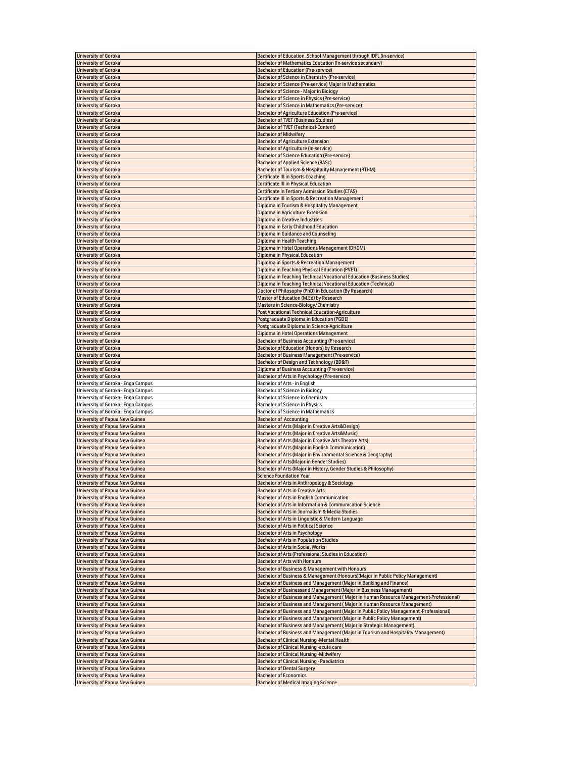| | |
|---|---|
| University of Goroka | Bachelor of Education. School Management through IDFL (in-service) |
| University of Goroka | Bachelor of Mathematics Education (In-service secondary) |
| University of Goroka | Bachelor of Education (Pre-service) |
| University of Goroka | Bachelor of Science in Chemistry (Pre-service) |
| University of Goroka | Bachelor of Science (Pre-service) Major in Mathematics |
| University of Goroka | Bachelor of Science - Major in Biology |
| University of Goroka | Bachelor of Science in Physics (Pre-service) |
| University of Goroka | Bachelor of Science in Mathematics (Pre-service) |
| University of Goroka | Bachelor of Agriculture Education (Pre-service) |
| University of Goroka | Bachelor of TVET (Business Studies) |
| University of Goroka | Bachelor of TVET (Technical-Content) |
| University of Goroka | Bachelor of Midwifery |
| University of Goroka | Bachelor of Agriculture Extension |
| University of Goroka | Bachelor of Agriculture (In-service) |
| University of Goroka | Bachelor of Science Education (Pre-service) |
| University of Goroka | Bachelor of Applied Science (BASc) |
| University of Goroka | Bachelor of Tourism & Hospitality Management (BTHM) |
| University of Goroka | Certificate III in Sports Coaching |
| University of Goroka | Certificate III in Physical Education |
| University of Goroka | Certificate in Tertiary Admission Studies (CTAS) |
| University of Goroka | Certificate III in Sports & Recreation Management |
| University of Goroka | Diploma in Tourism & Hospitality Management |
| University of Goroka | Diploma in Agriculture Extension |
| University of Goroka | Diploma in Creative Industries |
| University of Goroka | Diploma in Early Childhood Education |
| University of Goroka | Diploma in Guidance and Counseling |
| University of Goroka | Diploma in Health Teaching |
| University of Goroka | Diploma in Hotel Operations Management (DHOM) |
| University of Goroka | Diploma in Physical Education |
| University of Goroka | Diploma in Sports & Recreation Management |
| University of Goroka | Diploma in Teaching Physical Education (PVET) |
| University of Goroka | Diploma in Teaching Technical Vocational Education (Business Studies) |
| University of Goroka | Diploma in Teaching Technical Vocational Education (Technical) |
| University of Goroka | Doctor of Philosophy (PhD) in Education (By Research) |
| University of Goroka | Master of Education (M.Ed) by Research |
| University of Goroka | Masters in Science-Biology/Chemistry |
| University of Goroka | Post Vocational Technical Education-Agriculture |
| University of Goroka | Postgraduate Diploma in Education (PGDE) |
| University of Goroka | Postgraduate Diploma in Science-Agricilture |
| University of Goroka | Diploma in Hotel Operations Management |
| University of Goroka | Bachelor of Business Accounting (Pre-service) |
| University of Goroka | Bachelor of Education (Honors) by Research |
| University of Goroka | Bachelor of Business Management (Pre-service) |
| University of Goroka | Bachelor of Design and Technology (BD&T) |
| University of Goroka | Diploma of Business Accounting (Pre-service) |
| University of Goroka | Bachelor of Arts in Psychology (Pre-service) |
| University of Goroka - Enga Campus | Bachelor of Arts - in English |
| University of Goroka - Enga Campus | Bachelor of Science in Biology |
| University of Goroka - Enga Campus | Bachelor of Science in Chemistry |
| University of Goroka - Enga Campus | Bachelor of Science in Physics |
| University of Goroka - Enga Campus | Bachelor of Science in Mathematics |
| University of Papua New Guinea | Bachelor of Accounting |
| University of Papua New Guinea | Bachelor of Arts (Major in Creative Arts&Design) |
| University of Papua New Guinea | Bachelor of Arts (Major in Creative Arts&Music) |
| University of Papua New Guinea | Bachelor of Arts (Major in Creative Arts Theatre Arts) |
| University of Papua New Guinea | Bachelor of Arts (Major in English Communication) |
| University of Papua New Guinea | Bachelor of Arts (Major in Environmental Science & Geography) |
| University of Papua New Guinea | Bachelor of Arts(Major in Gender Studies) |
| University of Papua New Guinea | Bachelor of Arts (Major in History, Gender Studies & Philosophy) |
| University of Papua New Guinea | Science Foundation Year |
| University of Papua New Guinea | Bachelor of Arts in Anthropology & Sociology |
| University of Papua New Guinea | Bachelor of Arts in Creative Arts |
| University of Papua New Guinea | Bachelor of Arts in English Communication |
| University of Papua New Guinea | Bachelor of Arts in Information & Communication Science |
| University of Papua New Guinea | Bachelor of Arts in Journalism & Media Studies |
| University of Papua New Guinea | Bachelor of Arts in Linguistic & Modern Language |
| University of Papua New Guinea | Bachelor of Arts in Political Science |
| University of Papua New Guinea | Bachelor of Arts in Psychology |
| University of Papua New Guinea | Bachelor of Arts in Population Studies |
| University of Papua New Guinea | Bachelor of Arts in Social Works |
| University of Papua New Guinea | Bachelor of Arts (Professional Studies in Education) |
| University of Papua New Guinea | Bachelor of Arts with Honours |
| University of Papua New Guinea | Bachelor of Business & Management with Honours |
| University of Papua New Guinea | Bachelor of Business & Management (Honours)(Major in Public Policy Management) |
| University of Papua New Guinea | Bachelor of Business and Management (Major in Banking and Finance) |
| University of Papua New Guinea | Bachelor of Businessand Management (Major in Business Management) |
| University of Papua New Guinea | Bachelor of Business and Management ( Major in Human Resource Management-Professional) |
| University of Papua New Guinea | Bachelor of Business and Management ( Major in Human Resource Management) |
| University of Papua New Guinea | Bachelor of Business and Management (Major in Public Policy Management -Professional) |
| University of Papua New Guinea | Bachelor of Business and Management (Major in Public Policy Management) |
| University of Papua New Guinea | Bachelor of Business and Management ( Major in Strategic Management) |
| University of Papua New Guinea | Bachelor of Business and Management (Major in Tourism and Hospitality Management) |
| University of Papua New Guinea | Bachelor of Clinical Nursing -Mental Health |
| University of Papua New Guinea | Bachelor of Clinical Nursing -acute care |
| University of Papua New Guinea | Bachelor of Clinical Nursing -Midwifery |
| University of Papua New Guinea | Bachelor of Clinical Nursing - Paediatrics |
| University of Papua New Guinea | Bachelor of Dental Surgery |
| University of Papua New Guinea | Bachelor of Economics |
| University of Papua New Guinea | Bachelor of Medical Imaging Science |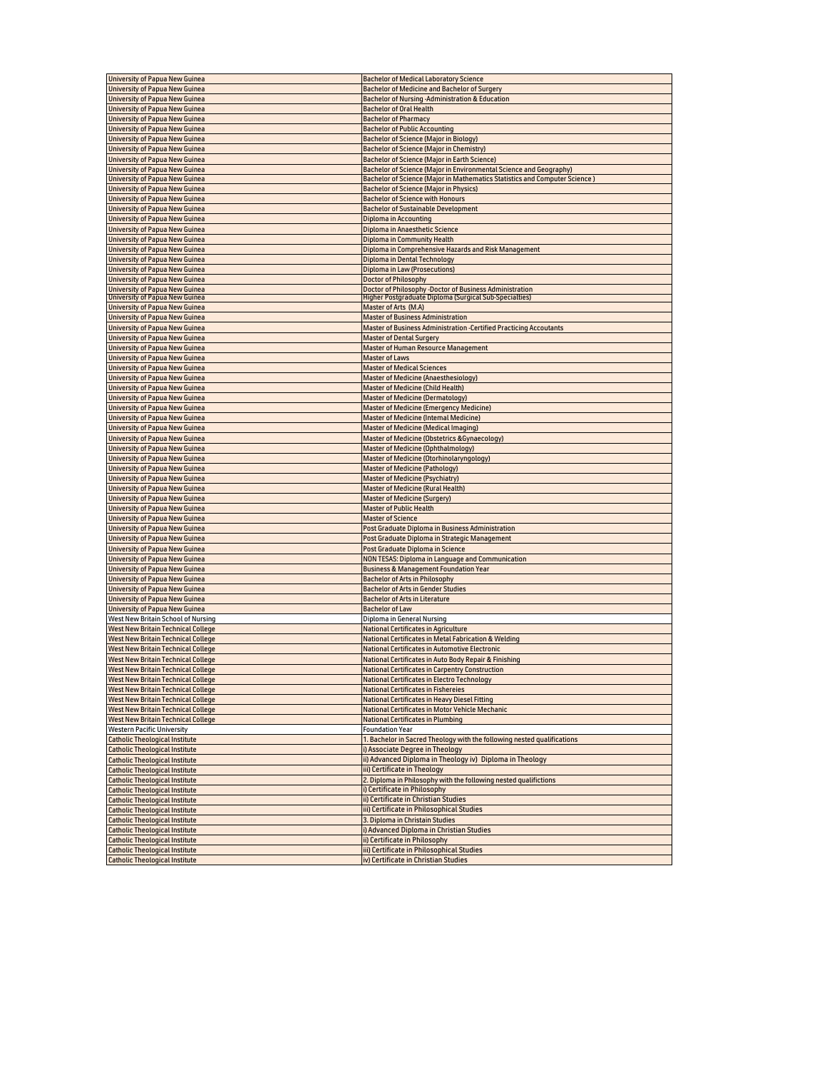| | |
|---|---|
| University of Papua New Guinea | Bachelor of Medical Laboratory Science |
| University of Papua New Guinea | Bachelor of Medicine and Bachelor of Surgery |
| University of Papua New Guinea | Bachelor of Nursing -Administration & Education |
| University of Papua New Guinea | Bachelor of Oral Health |
| University of Papua New Guinea | Bachelor of Pharmacy |
| University of Papua New Guinea | Bachelor of Public Accounting |
| University of Papua New Guinea | Bachelor of Science (Major in Biology) |
| University of Papua New Guinea | Bachelor of Science (Major in Chemistry) |
| University of Papua New Guinea | Bachelor of Science (Major in Earth Science) |
| University of Papua New Guinea | Bachelor of Science (Major in Environmental Science and Geography) |
| University of Papua New Guinea | Bachelor of Science (Major in Mathematics Statistics and Computer Science ) |
| University of Papua New Guinea | Bachelor of Science (Major in Physics) |
| University of Papua New Guinea | Bachelor of Science with Honours |
| University of Papua New Guinea | Bachelor of Sustainable Development |
| University of Papua New Guinea | Diploma in Accounting |
| University of Papua New Guinea | Diploma in Anaesthetic Science |
| University of Papua New Guinea | Diploma in Community Health |
| University of Papua New Guinea | Diploma in Comprehensive Hazards and Risk Management |
| University of Papua New Guinea | Diploma in Dental Technology |
| University of Papua New Guinea | Diploma in Law (Prosecutions) |
| University of Papua New Guinea | Doctor of Philosophy |
| University of Papua New Guinea | Doctor of Philosophy -Doctor of Business Administration |
| University of Papua New Guinea | Higher Postgraduate Diploma (Surgical Sub-Specialties) |
| University of Papua New Guinea | Master of Arts (M.A) |
| University of Papua New Guinea | Master of Business Administration |
| University of Papua New Guinea | Master of Business Administration -Certified Practicing Accoutants |
| University of Papua New Guinea | Master of Dental Surgery |
| University of Papua New Guinea | Master of Human Resource Management |
| University of Papua New Guinea | Master of Laws |
| University of Papua New Guinea | Master of Medical Sciences |
| University of Papua New Guinea | Master of Medicine (Anaesthesiology) |
| University of Papua New Guinea | Master of Medicine (Child Health) |
| University of Papua New Guinea | Master of Medicine (Dermatology) |
| University of Papua New Guinea | Master of Medicine (Emergency Medicine) |
| University of Papua New Guinea | Master of Medicine (Internal Medicine) |
| University of Papua New Guinea | Master of Medicine (Medical Imaging) |
| University of Papua New Guinea | Master of Medicine (Obstetrics &Gynaecology) |
| University of Papua New Guinea | Master of Medicine (Ophthalmology) |
| University of Papua New Guinea | Master of Medicine (Otorhinolaryngology) |
| University of Papua New Guinea | Master of Medicine (Pathology) |
| University of Papua New Guinea | Master of Medicine (Psychiatry) |
| University of Papua New Guinea | Master of Medicine (Rural Health) |
| University of Papua New Guinea | Master of Medicine (Surgery) |
| University of Papua New Guinea | Master of Public Health |
| University of Papua New Guinea | Master of Science |
| University of Papua New Guinea | Post Graduate Diploma in Business Administration |
| University of Papua New Guinea | Post Graduate Diploma in Strategic Management |
| University of Papua New Guinea | Post Graduate Diploma in Science |
| University of Papua New Guinea | NON TESAS: Diploma in Language and Communication |
| University of Papua New Guinea | Business & Management Foundation Year |
| University of Papua New Guinea | Bachelor of Arts in Philosophy |
| University of Papua New Guinea | Bachelor of Arts in Gender Studies |
| University of Papua New Guinea | Bachelor of Arts in Literature |
| University of Papua New Guinea | Bachelor of Law |
| West New Britain School of Nursing | Diploma in General Nursing |
| West New Britain Technical College | National Certificates in Agriculture |
| West New Britain Technical College | National Certificates in Metal Fabrication & Welding |
| West New Britain Technical College | National Certificates in Automotive Electronic |
| West New Britain Technical College | National Certificates in Auto Body Repair & Finishing |
| West New Britain Technical College | National Certificates in Carpentry Construction |
| West New Britain Technical College | National Certificates in Electro Technology |
| West New Britain Technical College | National Certificates in Fishereies |
| West New Britain Technical College | National Certificates in Heavy Diesel Fitting |
| West New Britain Technical College | National Certificates in Motor Vehicle Mechanic |
| West New Britain Technical College | National Certificates in Plumbing |
| Western Pacific University | Foundation Year |
| Catholic Theological Institute | 1. Bachelor in Sacred Theology with the following nested qualifications |
| Catholic Theological Institute | i) Associate Degree in Theology |
| Catholic Theological Institute | ii) Advanced Diploma in Theology iv) Diploma in Theology |
| Catholic Theological Institute | iii) Certificate in Theology |
| Catholic Theological Institute | 2. Diploma in Philosophy with the following nested qualifictions |
| Catholic Theological Institute | i) Certificate in Philosophy |
| Catholic Theological Institute | ii) Certificate in Christian Studies |
| Catholic Theological Institute | iii) Certificate in Philosophical Studies |
| Catholic Theological Institute | 3. Diploma in Christain Studies |
| Catholic Theological Institute | i) Advanced Diploma in Christian Studies |
| Catholic Theological Institute | ii) Certificate in Philosophy |
| Catholic Theological Institute | iii) Certificate in Philosophical Studies |
| Catholic Theological Institute | iv) Certificate in Christian Studies |